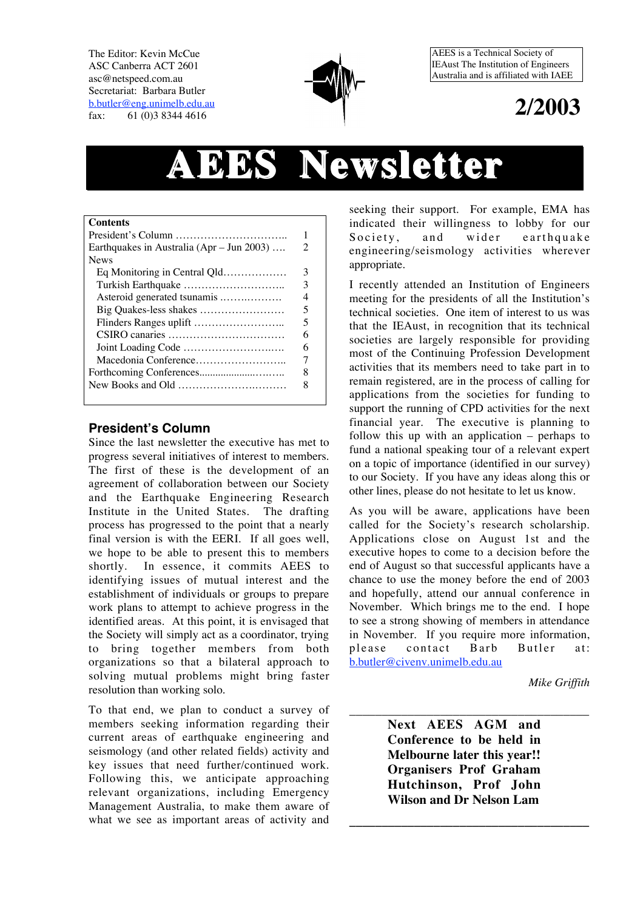The Editor: Kevin McCue
ASC Canberra ACT 2601
asc@netspeed.com.au
Secretariat: Barbara Butler
b.butler@eng.unimelb.edu.au
fax: 61 (0)3 8344 4616

AEES is a Technical Society of IEAust The Institution of Engineers Australia and is affiliated with IAEE

**2/2003**

# AEES Newsletter

| **Contents** | |
|---|---|
| President's Column ………………………….. | 1 |
| Earthquakes in Australia (Apr – Jun 2003) …. | 2 |
| News | |
| Eq Monitoring in Central Qld……………… | 3 |
| Turkish Earthquake ……………………….. | 3 |
| Asteroid generated tsunamis ……………… | 4 |
| Big Quakes-less shakes …………………… | 5 |
| Flinders Ranges uplift …………………….. | 5 |
| CSIRO canaries …………………………… | 6 |
| Joint Loading Code ……………………….. | 6 |
| Macedonia Conference…………………….. | 7 |
| Forthcoming Conferences............................ | 8 |
| New Books and Old ………………………… | 8 |

## President's Column

Since the last newsletter the executive has met to progress several initiatives of interest to members. The first of these is the development of an agreement of collaboration between our Society and the Earthquake Engineering Research Institute in the United States. The drafting process has progressed to the point that a nearly final version is with the EERI. If all goes well, we hope to be able to present this to members shortly. In essence, it commits AEES to identifying issues of mutual interest and the establishment of individuals or groups to prepare work plans to attempt to achieve progress in the identified areas. At this point, it is envisaged that the Society will simply act as a coordinator, trying to bring together members from both organizations so that a bilateral approach to solving mutual problems might bring faster resolution than working solo.

To that end, we plan to conduct a survey of members seeking information regarding their current areas of earthquake engineering and seismology (and other related fields) activity and key issues that need further/continued work. Following this, we anticipate approaching relevant organizations, including Emergency Management Australia, to make them aware of what we see as important areas of activity and seeking their support. For example, EMA has indicated their willingness to lobby for our Society, and wider earthquake engineering/seismology activities wherever appropriate.

I recently attended an Institution of Engineers meeting for the presidents of all the Institution's technical societies. One item of interest to us was that the IEAust, in recognition that its technical societies are largely responsible for providing most of the Continuing Profession Development activities that its members need to take part in to remain registered, are in the process of calling for applications from the societies for funding to support the running of CPD activities for the next financial year. The executive is planning to follow this up with an application – perhaps to fund a national speaking tour of a relevant expert on a topic of importance (identified in our survey) to our Society. If you have any ideas along this or other lines, please do not hesitate to let us know.

As you will be aware, applications have been called for the Society's research scholarship. Applications close on August 1st and the executive hopes to come to a decision before the end of August so that successful applicants have a chance to use the money before the end of 2003 and hopefully, attend our annual conference in November. Which brings me to the end. I hope to see a strong showing of members in attendance in November. If you require more information, please contact Barb Butler at: b.butler@civenv.unimelb.edu.au

*Mike Griffith*

---

**Next AEES AGM and Conference to be held in Melbourne later this year!! Organisers Prof Graham Hutchinson, Prof John Wilson and Dr Nelson Lam**

---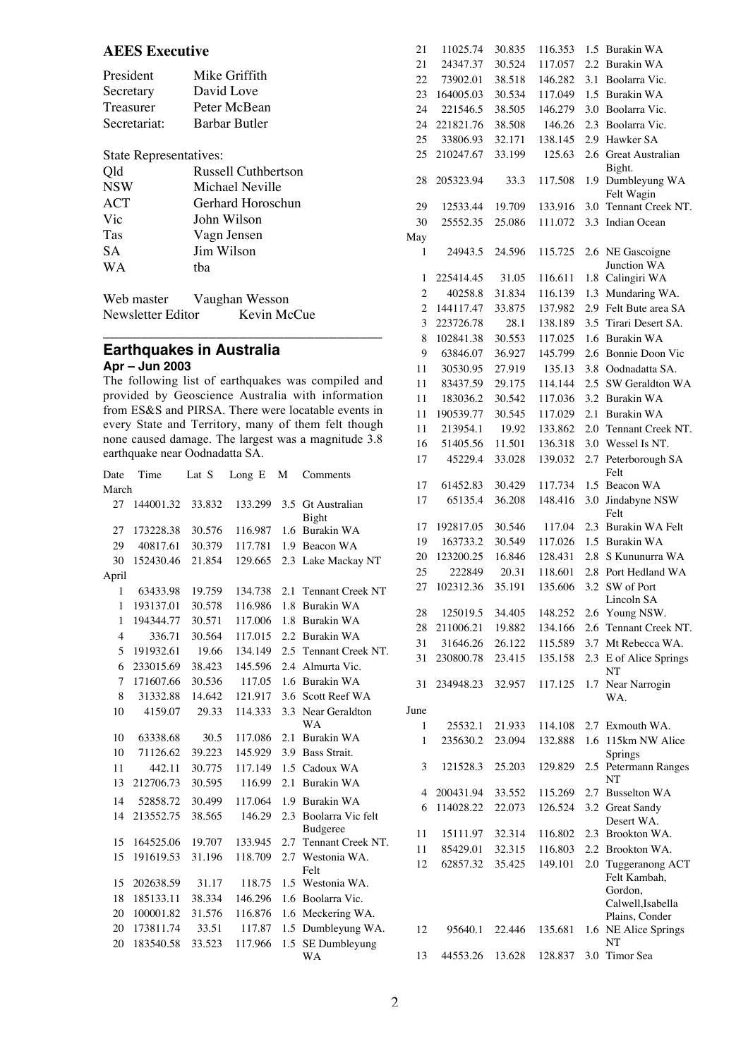## AEES Executive

| | |
|---|---|
| President | Mike Griffith |
| Secretary | David Love |
| Treasurer | Peter McBean |
| Secretariat: | Barbar Butler |

State Representatives:

| | |
|---|---|
| Qld | Russell Cuthbertson |
| NSW | Michael Neville |
| ACT | Gerhard Horoschun |
| Vic | John Wilson |
| Tas | Vagn Jensen |
| SA | Jim Wilson |
| WA | tba |

Web master Vaughan Wesson
Newsletter Editor Kevin McCue

---

## Earthquakes in Australia

### Apr – Jun 2003

The following list of earthquakes was compiled and provided by Geoscience Australia with information from ES&S and PIRSA. There were locatable events in every State and Territory, many of them felt though none caused damage. The largest was a magnitude 3.8 earthquake near Oodnadatta SA.

| Date | Time | Lat S | Long E | M | Comments |
|---|---|---|---|---|---|
| March | | | | | |
| 27 | 144001.32 | 33.832 | 133.299 | 3.5 | Gt Australian Bight |
| 27 | 173228.38 | 30.576 | 116.987 | 1.6 | Burakin WA |
| 29 | 40817.61 | 30.379 | 117.781 | 1.9 | Beacon WA |
| 30 | 152430.46 | 21.854 | 129.665 | 2.3 | Lake Mackay NT |
| April | | | | | |
| 1 | 63433.98 | 19.759 | 134.738 | 2.1 | Tennant Creek NT |
| 1 | 193137.01 | 30.578 | 116.986 | 1.8 | Burakin WA |
| 1 | 194344.77 | 30.571 | 117.006 | 1.8 | Burakin WA |
| 4 | 336.71 | 30.564 | 117.015 | 2.2 | Burakin WA |
| 5 | 191932.61 | 19.66 | 134.149 | 2.5 | Tennant Creek NT. |
| 6 | 233015.69 | 38.423 | 145.596 | 2.4 | Almurta Vic. |
| 7 | 171607.66 | 30.536 | 117.05 | 1.6 | Burakin WA |
| 8 | 31332.88 | 14.642 | 121.917 | 3.6 | Scott Reef WA |
| 10 | 4159.07 | 29.33 | 114.333 | 3.3 | Near Geraldton WA |
| 10 | 63338.68 | 30.5 | 117.086 | 2.1 | Burakin WA |
| 10 | 71126.62 | 39.223 | 145.929 | 3.9 | Bass Strait. |
| 11 | 442.11 | 30.775 | 117.149 | 1.5 | Cadoux WA |
| 13 | 212706.73 | 30.595 | 116.99 | 2.1 | Burakin WA |
| 14 | 52858.72 | 30.499 | 117.064 | 1.9 | Burakin WA |
| 14 | 213552.75 | 38.565 | 146.29 | 2.3 | Boolarra Vic felt Budgeree |
| 15 | 164525.06 | 19.707 | 133.945 | 2.7 | Tennant Creek NT. |
| 15 | 191619.53 | 31.196 | 118.709 | 2.7 | Westonia WA. Felt |
| 15 | 202638.59 | 31.17 | 118.75 | 1.5 | Westonia WA. |
| 18 | 185133.11 | 38.334 | 146.296 | 1.6 | Boolarra Vic. |
| 20 | 100001.82 | 31.576 | 116.876 | 1.6 | Meckering WA. |
| 20 | 173811.74 | 33.51 | 117.87 | 1.5 | Dumbleyung WA. |
| 20 | 183540.58 | 33.523 | 117.966 | 1.5 | SE Dumbleyung WA |
| 21 | 11025.74 | 30.835 | 116.353 | 1.5 | Burakin WA |
| 21 | 24347.37 | 30.524 | 117.057 | 2.2 | Burakin WA |
| 22 | 73902.01 | 38.518 | 146.282 | 3.1 | Boolarra Vic. |
| 23 | 164005.03 | 30.534 | 117.049 | 1.5 | Burakin WA |
| 24 | 221546.5 | 38.505 | 146.279 | 3.0 | Boolarra Vic. |
| 24 | 221821.76 | 38.508 | 146.26 | 2.3 | Boolarra Vic. |
| 25 | 33806.93 | 32.171 | 138.145 | 2.9 | Hawker SA |
| 25 | 210247.67 | 33.199 | 125.63 | 2.6 | Great Australian Bight. |
| 28 | 205323.94 | 33.3 | 117.508 | 1.9 | Dumbleyung WA Felt Wagin |
| 29 | 12533.44 | 19.709 | 133.916 | 3.0 | Tennant Creek NT. |
| 30 | 25552.35 | 25.086 | 111.072 | 3.3 | Indian Ocean |
| May | | | | | |
| 1 | 24943.5 | 24.596 | 115.725 | 2.6 | NE Gascoigne Junction WA |
| 1 | 225414.45 | 31.05 | 116.611 | 1.8 | Calingiri WA |
| 2 | 40258.8 | 31.834 | 116.139 | 1.3 | Mundaring WA. |
| 2 | 144117.47 | 33.875 | 137.982 | 2.9 | Felt Bute area SA |
| 3 | 223726.78 | 28.1 | 138.189 | 3.5 | Tirari Desert SA. |
| 8 | 102841.38 | 30.553 | 117.025 | 1.6 | Burakin WA |
| 9 | 63846.07 | 36.927 | 145.799 | 2.6 | Bonnie Doon Vic |
| 11 | 30530.95 | 27.919 | 135.13 | 3.8 | Oodnadatta SA. |
| 11 | 83437.59 | 29.175 | 114.144 | 2.5 | SW Geraldton WA |
| 11 | 183036.2 | 30.542 | 117.036 | 3.2 | Burakin WA |
| 11 | 190539.77 | 30.545 | 117.029 | 2.1 | Burakin WA |
| 11 | 213954.1 | 19.92 | 133.862 | 2.0 | Tennant Creek NT. |
| 16 | 51405.56 | 11.501 | 136.318 | 3.0 | Wessel Is NT. |
| 17 | 45229.4 | 33.028 | 139.032 | 2.7 | Peterborough SA Felt |
| 17 | 61452.83 | 30.429 | 117.734 | 1.5 | Beacon WA |
| 17 | 65135.4 | 36.208 | 148.416 | 3.0 | Jindabyne NSW Felt |
| 17 | 192817.05 | 30.546 | 117.04 | 2.3 | Burakin WA Felt |
| 19 | 163733.2 | 30.549 | 117.026 | 1.5 | Burakin WA |
| 20 | 123200.25 | 16.846 | 128.431 | 2.8 | S Kununurra WA |
| 25 | 222849 | 20.31 | 118.601 | 2.8 | Port Hedland WA |
| 27 | 102312.36 | 35.191 | 135.606 | 3.2 | SW of Port Lincoln SA |
| 28 | 125019.5 | 34.405 | 148.252 | 2.6 | Young NSW. |
| 28 | 211006.21 | 19.882 | 134.166 | 2.6 | Tennant Creek NT. |
| 31 | 31646.26 | 26.122 | 115.589 | 3.7 | Mt Rebecca WA. |
| 31 | 230800.78 | 23.415 | 135.158 | 2.3 | E of Alice Springs NT |
| 31 | 234948.23 | 32.957 | 117.125 | 1.7 | Near Narrogin WA. |
| June | | | | | |
| 1 | 25532.1 | 21.933 | 114.108 | 2.7 | Exmouth WA. |
| 1 | 235630.2 | 23.094 | 132.888 | 1.6 | 115km NW Alice Springs |
| 3 | 121528.3 | 25.203 | 129.829 | 2.5 | Petermann Ranges NT |
| 4 | 200431.94 | 33.552 | 115.269 | 2.7 | Busselton WA |
| 6 | 114028.22 | 22.073 | 126.524 | 3.2 | Great Sandy Desert WA. |
| 11 | 15111.97 | 32.314 | 116.802 | 2.3 | Brookton WA. |
| 11 | 85429.01 | 32.315 | 116.803 | 2.2 | Brookton WA. |
| 12 | 62857.32 | 35.425 | 149.101 | 2.0 | Tuggeranong ACT Felt Kambah, Gordon, Calwell,Isabella Plains, Conder |
| 12 | 95640.1 | 22.446 | 135.681 | 1.6 | NE Alice Springs NT |
| 13 | 44553.26 | 13.628 | 128.837 | 3.0 | Timor Sea |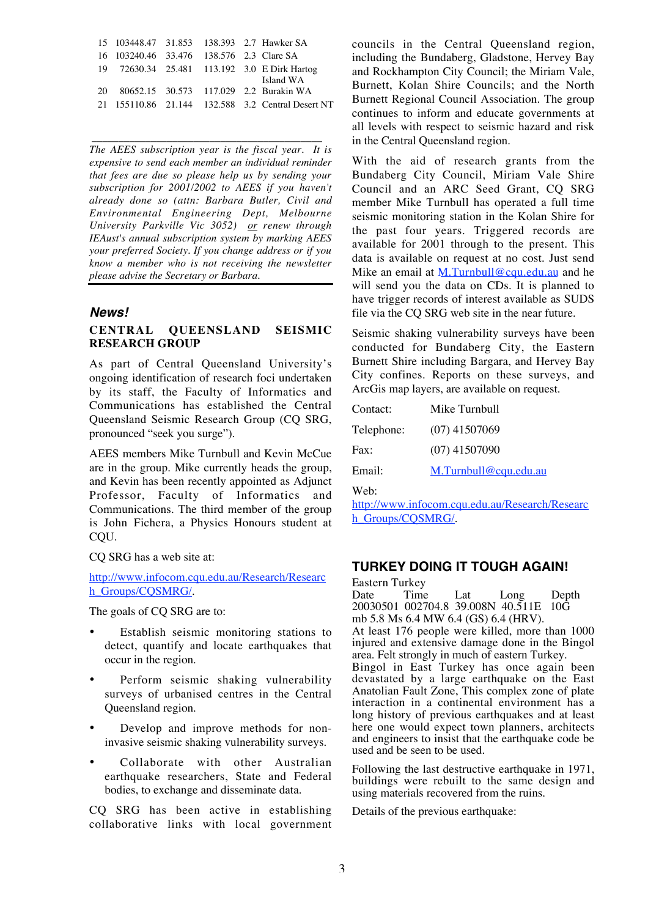| | | | | | |
|---|---|---|---|---|---|
| 15 | 103448.47 | 31.853 | 138.393 | 2.7 | Hawker SA |
| 16 | 103240.46 | 33.476 | 138.576 | 2.3 | Clare SA |
| 19 | 72630.34 | 25.481 | 113.192 | 3.0 | E Dirk Hartog Island WA |
| 20 | 80652.15 | 30.573 | 117.029 | 2.2 | Burakin WA |
| 21 | 155110.86 | 21.144 | 132.588 | 3.2 | Central Desert NT |

---

*The AEES subscription year is the fiscal year. It is expensive to send each member an individual reminder that fees are due so please help us by sending your subscription for 2001/2002 to AEES if you haven't already done so (attn: Barbara Butler, Civil and Environmental Engineering Dept, Melbourne University Parkville Vic 3052)* ***or*** *renew through IEAust's annual subscription system by marking AEES your preferred Society. If you change address or if you know a member who is not receiving the newsletter please advise the Secretary or Barbara.*

---

## *News!*

### CENTRAL QUEENSLAND SEISMIC RESEARCH GROUP

As part of Central Queensland University's ongoing identification of research foci undertaken by its staff, the Faculty of Informatics and Communications has established the Central Queensland Seismic Research Group (CQ SRG, pronounced "seek you surge").

AEES members Mike Turnbull and Kevin McCue are in the group. Mike currently heads the group, and Kevin has been recently appointed as Adjunct Professor, Faculty of Informatics and Communications. The third member of the group is John Fichera, a Physics Honours student at CQU.

CQ SRG has a web site at:

http://www.infocom.cqu.edu.au/Research/Research_Groups/CQSMRG/.

The goals of CQ SRG are to:

- Establish seismic monitoring stations to detect, quantify and locate earthquakes that occur in the region.
- Perform seismic shaking vulnerability surveys of urbanised centres in the Central Queensland region.
- Develop and improve methods for non-invasive seismic shaking vulnerability surveys.
- Collaborate with other Australian earthquake researchers, State and Federal bodies, to exchange and disseminate data.

CQ SRG has been active in establishing collaborative links with local government councils in the Central Queensland region, including the Bundaberg, Gladstone, Hervey Bay and Rockhampton City Council; the Miriam Vale, Burnett, Kolan Shire Councils; and the North Burnett Regional Council Association. The group continues to inform and educate governments at all levels with respect to seismic hazard and risk in the Central Queensland region.

With the aid of research grants from the Bundaberg City Council, Miriam Vale Shire Council and an ARC Seed Grant, CQ SRG member Mike Turnbull has operated a full time seismic monitoring station in the Kolan Shire for the past four years. Triggered records are available for 2001 through to the present. This data is available on request at no cost. Just send Mike an email at M.Turnbull@cqu.edu.au and he will send you the data on CDs. It is planned to have trigger records of interest available as SUDS file via the CQ SRG web site in the near future.

Seismic shaking vulnerability surveys have been conducted for Bundaberg City, the Eastern Burnett Shire including Bargara, and Hervey Bay City confines. Reports on these surveys, and ArcGis map layers, are available on request.

| | |
|---|---|
| Contact: | Mike Turnbull |
| Telephone: | (07) 41507069 |
| Fax: | (07) 41507090 |
| Email: | M.Turnbull@cqu.edu.au |

Web:
http://www.infocom.cqu.edu.au/Research/Research_Groups/CQSMRG/.

## TURKEY DOING IT TOUGH AGAIN!

Eastern Turkey

| Date | Time | Lat | Long | Depth |
|---|---|---|---|---|
| 20030501 | 002704.8 | 39.008N | 40.511E | 10G |

mb 5.8 Ms 6.4 MW 6.4 (GS) 6.4 (HRV).

At least 176 people were killed, more than 1000 injured and extensive damage done in the Bingol area. Felt strongly in much of eastern Turkey.

Bingol in East Turkey has once again been devastated by a large earthquake on the East Anatolian Fault Zone, This complex zone of plate interaction in a continental environment has a long history of previous earthquakes and at least here one would expect town planners, architects and engineers to insist that the earthquake code be used and be seen to be used.

Following the last destructive earthquake in 1971, buildings were rebuilt to the same design and using materials recovered from the ruins.

Details of the previous earthquake: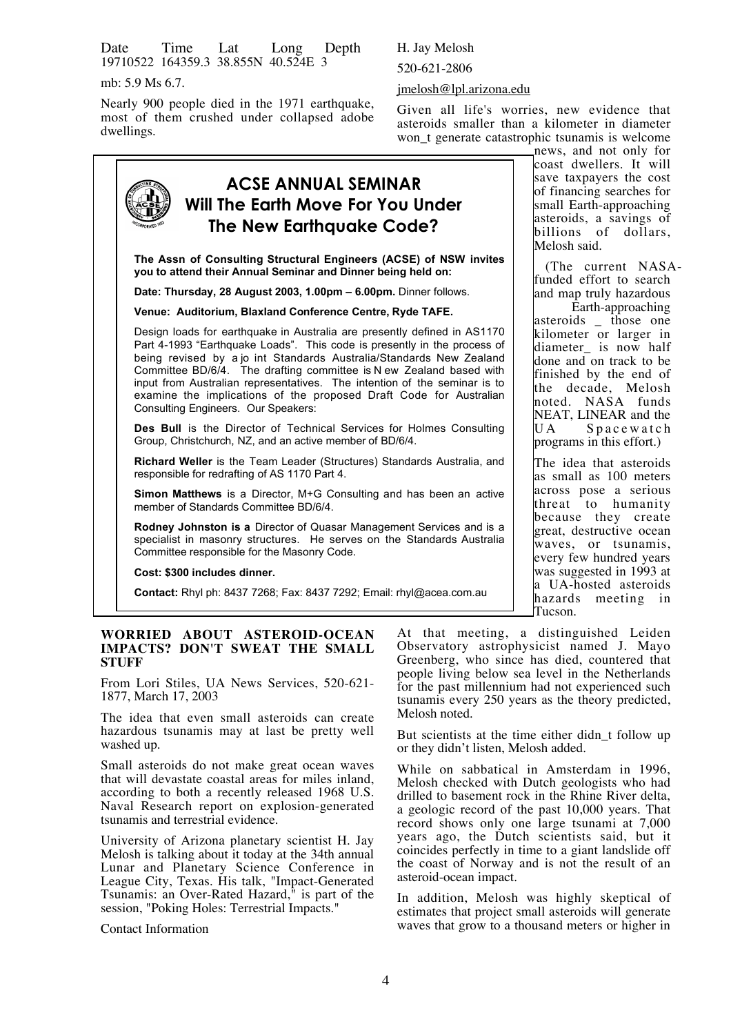| Date | Time | Lat | Long | Depth |
|---|---|---|---|---|
| 19710522 | 164359.3 | 38.855N | 40.524E | 3 |

mb: 5.9 Ms 6.7.

Nearly 900 people died in the 1971 earthquake, most of them crushed under collapsed adobe dwellings.

## ACSE ANNUAL SEMINAR
## Will The Earth Move For You Under The New Earthquake Code?

**The Assn of Consulting Structural Engineers (ACSE) of NSW invites you to attend their Annual Seminar and Dinner being held on:**

**Date: Thursday, 28 August 2003, 1.00pm – 6.00pm.** Dinner follows.

**Venue: Auditorium, Blaxland Conference Centre, Ryde TAFE.**

Design loads for earthquake in Australia are presently defined in AS1170 Part 4-1993 "Earthquake Loads". This code is presently in the process of being revised by a jo int Standards Australia/Standards New Zealand Committee BD/6/4. The drafting committee is N ew Zealand based with input from Australian representatives. The intention of the seminar is to examine the implications of the proposed Draft Code for Australian Consulting Engineers. Our Speakers:

**Des Bull** is the Director of Technical Services for Holmes Consulting Group, Christchurch, NZ, and an active member of BD/6/4.

**Richard Weller** is the Team Leader (Structures) Standards Australia, and responsible for redrafting of AS 1170 Part 4.

**Simon Matthews** is a Director, M+G Consulting and has been an active member of Standards Committee BD/6/4.

**Rodney Johnston is a** Director of Quasar Management Services and is a specialist in masonry structures. He serves on the Standards Australia Committee responsible for the Masonry Code.

**Cost: $300 includes dinner.**

**Contact:** Rhyl ph: 8437 7268; Fax: 8437 7292; Email: rhyl@acea.com.au

### WORRIED ABOUT ASTEROID-OCEAN IMPACTS? DON'T SWEAT THE SMALL STUFF

From Lori Stiles, UA News Services, 520-621-1877, March 17, 2003

The idea that even small asteroids can create hazardous tsunamis may at last be pretty well washed up.

Small asteroids do not make great ocean waves that will devastate coastal areas for miles inland, according to both a recently released 1968 U.S. Naval Research report on explosion-generated tsunamis and terrestrial evidence.

University of Arizona planetary scientist H. Jay Melosh is talking about it today at the 34th annual Lunar and Planetary Science Conference in League City, Texas. His talk, "Impact-Generated Tsunamis: an Over-Rated Hazard," is part of the session, "Poking Holes: Terrestrial Impacts."

Contact Information

H. Jay Melosh

520-621-2806

jmelosh@lpl.arizona.edu

Given all life's worries, new evidence that asteroids smaller than a kilometer in diameter won_t generate catastrophic tsunamis is welcome news, and not only for coast dwellers. It will save taxpayers the cost of financing searches for small Earth-approaching asteroids, a savings of billions of dollars, Melosh said.

(The current NASA-funded effort to search and map truly hazardous Earth-approaching asteroids _ those one kilometer or larger in diameter_ is now half done and on track to be finished by the end of the decade, Melosh noted. NASA funds NEAT, LINEAR and the UA Spacewatch programs in this effort.)

The idea that asteroids as small as 100 meters across pose a serious threat to humanity because they create great, destructive ocean waves, or tsunamis, every few hundred years was suggested in 1993 at a UA-hosted asteroids hazards meeting in Tucson.

At that meeting, a distinguished Leiden Observatory astrophysicist named J. Mayo Greenberg, who since has died, countered that people living below sea level in the Netherlands for the past millennium had not experienced such tsunamis every 250 years as the theory predicted, Melosh noted.

But scientists at the time either didn_t follow up or they didn't listen, Melosh added.

While on sabbatical in Amsterdam in 1996, Melosh checked with Dutch geologists who had drilled to basement rock in the Rhine River delta, a geologic record of the past 10,000 years. That record shows only one large tsunami at 7,000 years ago, the Dutch scientists said, but it coincides perfectly in time to a giant landslide off the coast of Norway and is not the result of an asteroid-ocean impact.

In addition, Melosh was highly skeptical of estimates that project small asteroids will generate waves that grow to a thousand meters or higher in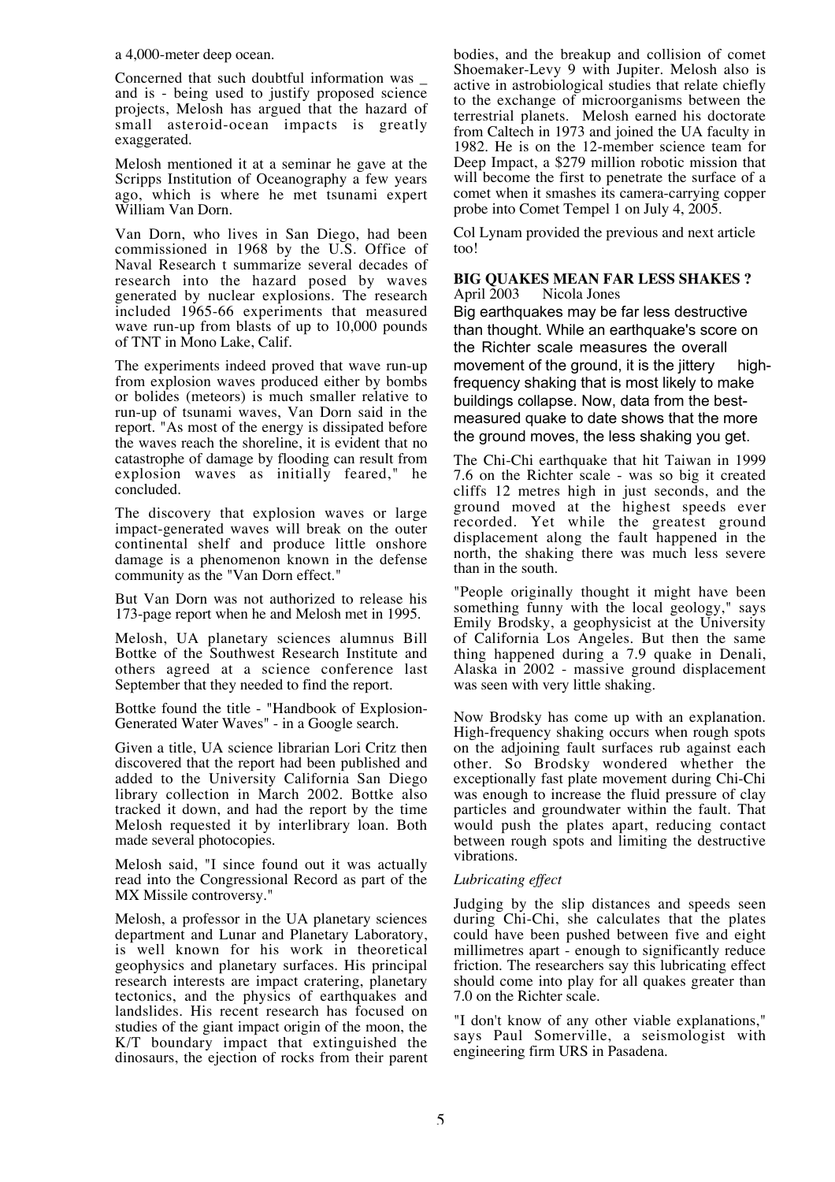a 4,000-meter deep ocean.

Concerned that such doubtful information was _ and is - being used to justify proposed science projects, Melosh has argued that the hazard of small asteroid-ocean impacts is greatly exaggerated.

Melosh mentioned it at a seminar he gave at the Scripps Institution of Oceanography a few years ago, which is where he met tsunami expert William Van Dorn.

Van Dorn, who lives in San Diego, had been commissioned in 1968 by the U.S. Office of Naval Research t summarize several decades of research into the hazard posed by waves generated by nuclear explosions. The research included 1965-66 experiments that measured wave run-up from blasts of up to 10,000 pounds of TNT in Mono Lake, Calif.

The experiments indeed proved that wave run-up from explosion waves produced either by bombs or bolides (meteors) is much smaller relative to run-up of tsunami waves, Van Dorn said in the report. "As most of the energy is dissipated before the waves reach the shoreline, it is evident that no catastrophe of damage by flooding can result from explosion waves as initially feared," he concluded.

The discovery that explosion waves or large impact-generated waves will break on the outer continental shelf and produce little onshore damage is a phenomenon known in the defense community as the "Van Dorn effect."

But Van Dorn was not authorized to release his 173-page report when he and Melosh met in 1995.

Melosh, UA planetary sciences alumnus Bill Bottke of the Southwest Research Institute and others agreed at a science conference last September that they needed to find the report.

Bottke found the title - "Handbook of Explosion-Generated Water Waves" - in a Google search.

Given a title, UA science librarian Lori Critz then discovered that the report had been published and added to the University California San Diego library collection in March 2002. Bottke also tracked it down, and had the report by the time Melosh requested it by interlibrary loan. Both made several photocopies.

Melosh said, "I since found out it was actually read into the Congressional Record as part of the MX Missile controversy."

Melosh, a professor in the UA planetary sciences department and Lunar and Planetary Laboratory, is well known for his work in theoretical geophysics and planetary surfaces. His principal research interests are impact cratering, planetary tectonics, and the physics of earthquakes and landslides. His recent research has focused on studies of the giant impact origin of the moon, the K/T boundary impact that extinguished the dinosaurs, the ejection of rocks from their parent bodies, and the breakup and collision of comet Shoemaker-Levy 9 with Jupiter. Melosh also is active in astrobiological studies that relate chiefly to the exchange of microorganisms between the terrestrial planets. Melosh earned his doctorate from Caltech in 1973 and joined the UA faculty in 1982. He is on the 12-member science team for Deep Impact, a $279 million robotic mission that will become the first to penetrate the surface of a comet when it smashes its camera-carrying copper probe into Comet Tempel 1 on July 4, 2005.

Col Lynam provided the previous and next article too!

## BIG QUAKES MEAN FAR LESS SHAKES ?

April 2003 Nicola Jones

Big earthquakes may be far less destructive than thought. While an earthquake's score on the Richter scale measures the overall movement of the ground, it is the jittery high-frequency shaking that is most likely to make buildings collapse. Now, data from the best-measured quake to date shows that the more the ground moves, the less shaking you get.

The Chi-Chi earthquake that hit Taiwan in 1999 7.6 on the Richter scale - was so big it created cliffs 12 metres high in just seconds, and the ground moved at the highest speeds ever recorded. Yet while the greatest ground displacement along the fault happened in the north, the shaking there was much less severe than in the south.

"People originally thought it might have been something funny with the local geology," says Emily Brodsky, a geophysicist at the University of California Los Angeles. But then the same thing happened during a 7.9 quake in Denali, Alaska in 2002 - massive ground displacement was seen with very little shaking.

Now Brodsky has come up with an explanation. High-frequency shaking occurs when rough spots on the adjoining fault surfaces rub against each other. So Brodsky wondered whether the exceptionally fast plate movement during Chi-Chi was enough to increase the fluid pressure of clay particles and groundwater within the fault. That would push the plates apart, reducing contact between rough spots and limiting the destructive vibrations.

*Lubricating effect*

Judging by the slip distances and speeds seen during Chi-Chi, she calculates that the plates could have been pushed between five and eight millimetres apart - enough to significantly reduce friction. The researchers say this lubricating effect should come into play for all quakes greater than 7.0 on the Richter scale.

"I don't know of any other viable explanations," says Paul Somerville, a seismologist with engineering firm URS in Pasadena.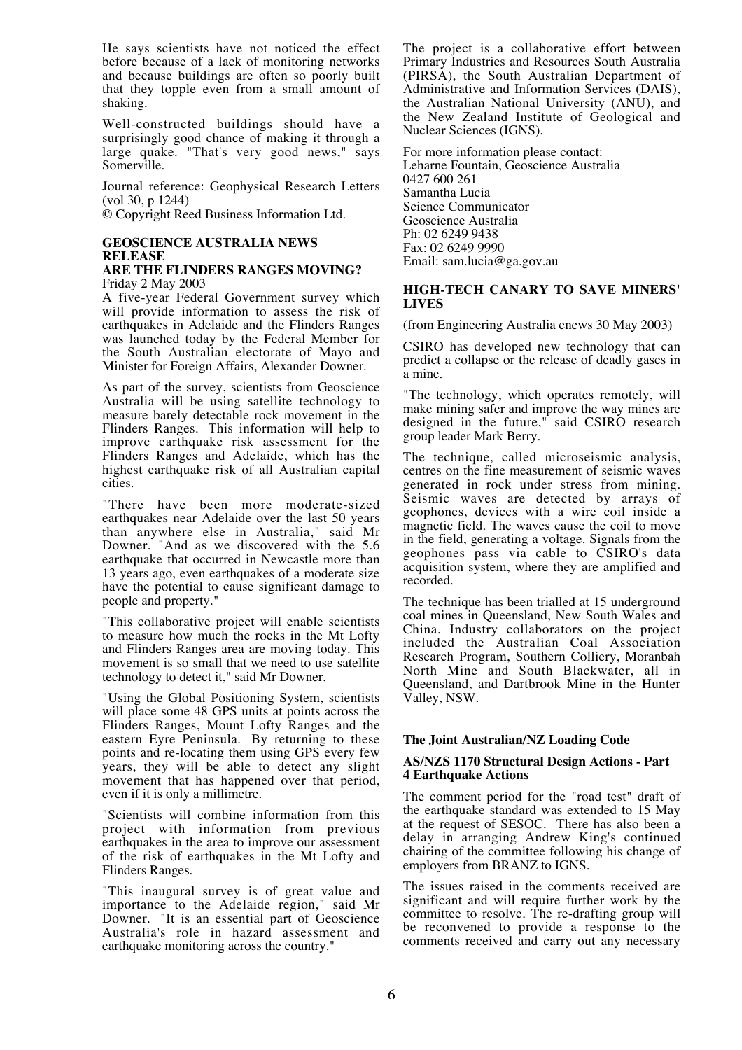He says scientists have not noticed the effect before because of a lack of monitoring networks and because buildings are often so poorly built that they topple even from a small amount of shaking.

Well-constructed buildings should have a surprisingly good chance of making it through a large quake. "That's very good news," says Somerville.

Journal reference: Geophysical Research Letters (vol 30, p 1244)
© Copyright Reed Business Information Ltd.

### GEOSCIENCE AUSTRALIA NEWS RELEASE

### ARE THE FLINDERS RANGES MOVING?

Friday 2 May 2003

A five-year Federal Government survey which will provide information to assess the risk of earthquakes in Adelaide and the Flinders Ranges was launched today by the Federal Member for the South Australian electorate of Mayo and Minister for Foreign Affairs, Alexander Downer.

As part of the survey, scientists from Geoscience Australia will be using satellite technology to measure barely detectable rock movement in the Flinders Ranges. This information will help to improve earthquake risk assessment for the Flinders Ranges and Adelaide, which has the highest earthquake risk of all Australian capital cities.

"There have been more moderate-sized earthquakes near Adelaide over the last 50 years than anywhere else in Australia," said Mr Downer. "And as we discovered with the 5.6 earthquake that occurred in Newcastle more than 13 years ago, even earthquakes of a moderate size have the potential to cause significant damage to people and property."

"This collaborative project will enable scientists to measure how much the rocks in the Mt Lofty and Flinders Ranges area are moving today. This movement is so small that we need to use satellite technology to detect it," said Mr Downer.

"Using the Global Positioning System, scientists will place some 48 GPS units at points across the Flinders Ranges, Mount Lofty Ranges and the eastern Eyre Peninsula. By returning to these points and re-locating them using GPS every few years, they will be able to detect any slight movement that has happened over that period, even if it is only a millimetre.

"Scientists will combine information from this project with information from previous earthquakes in the area to improve our assessment of the risk of earthquakes in the Mt Lofty and Flinders Ranges.

"This inaugural survey is of great value and importance to the Adelaide region," said Mr Downer. "It is an essential part of Geoscience Australia's role in hazard assessment and earthquake monitoring across the country."

The project is a collaborative effort between Primary Industries and Resources South Australia (PIRSA), the South Australian Department of Administrative and Information Services (DAIS), the Australian National University (ANU), and the New Zealand Institute of Geological and Nuclear Sciences (IGNS).

For more information please contact:
Leharne Fountain, Geoscience Australia
0427 600 261
Samantha Lucia
Science Communicator
Geoscience Australia
Ph: 02 6249 9438
Fax: 02 6249 9990
Email: sam.lucia@ga.gov.au

### HIGH-TECH CANARY TO SAVE MINERS' LIVES

(from Engineering Australia enews 30 May 2003)

CSIRO has developed new technology that can predict a collapse or the release of deadly gases in a mine.

"The technology, which operates remotely, will make mining safer and improve the way mines are designed in the future," said CSIRO research group leader Mark Berry.

The technique, called microseismic analysis, centres on the fine measurement of seismic waves generated in rock under stress from mining. Seismic waves are detected by arrays of geophones, devices with a wire coil inside a magnetic field. The waves cause the coil to move in the field, generating a voltage. Signals from the geophones pass via cable to CSIRO's data acquisition system, where they are amplified and recorded.

The technique has been trialled at 15 underground coal mines in Queensland, New South Wales and China. Industry collaborators on the project included the Australian Coal Association Research Program, Southern Colliery, Moranbah North Mine and South Blackwater, all in Queensland, and Dartbrook Mine in the Hunter Valley, NSW.

### The Joint Australian/NZ Loading Code

#### AS/NZS 1170 Structural Design Actions - Part 4 Earthquake Actions

The comment period for the "road test" draft of the earthquake standard was extended to 15 May at the request of SESOC. There has also been a delay in arranging Andrew King's continued chairing of the committee following his change of employers from BRANZ to IGNS.

The issues raised in the comments received are significant and will require further work by the committee to resolve. The re-drafting group will be reconvened to provide a response to the comments received and carry out any necessary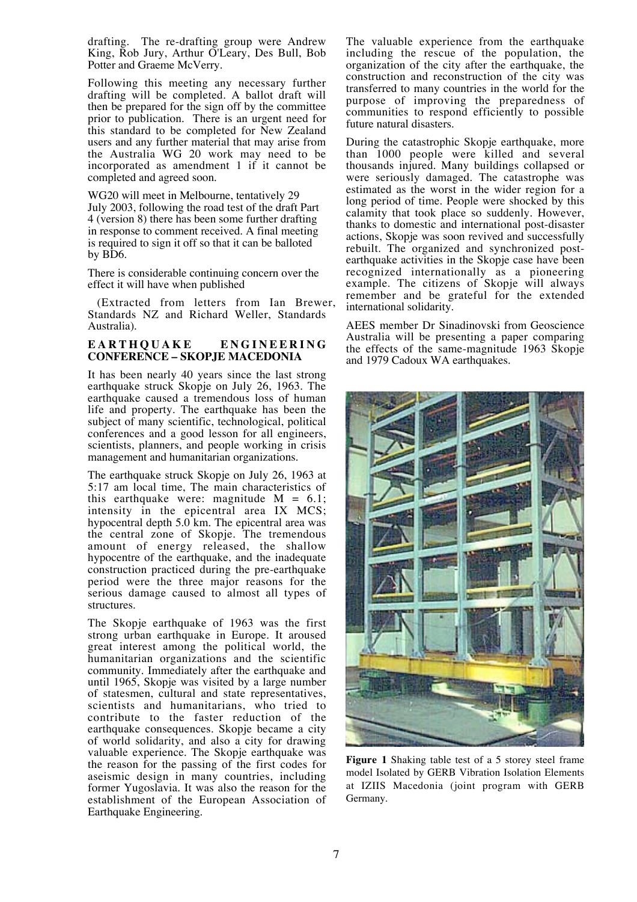drafting. The re-drafting group were Andrew King, Rob Jury, Arthur O'Leary, Des Bull, Bob Potter and Graeme McVerry.

Following this meeting any necessary further drafting will be completed. A ballot draft will then be prepared for the sign off by the committee prior to publication. There is an urgent need for this standard to be completed for New Zealand users and any further material that may arise from the Australia WG 20 work may need to be incorporated as amendment 1 if it cannot be completed and agreed soon.

WG20 will meet in Melbourne, tentatively 29 July 2003, following the road test of the draft Part 4 (version 8) there has been some further drafting in response to comment received. A final meeting is required to sign it off so that it can be balloted by BD6.

There is considerable continuing concern over the effect it will have when published

(Extracted from letters from Ian Brewer, Standards NZ and Richard Weller, Standards Australia).

## EARTHQUAKE ENGINEERING CONFERENCE – SKOPJE MACEDONIA

It has been nearly 40 years since the last strong earthquake struck Skopje on July 26, 1963. The earthquake caused a tremendous loss of human life and property. The earthquake has been the subject of many scientific, technological, political conferences and a good lesson for all engineers, scientists, planners, and people working in crisis management and humanitarian organizations.

The earthquake struck Skopje on July 26, 1963 at 5:17 am local time, The main characteristics of this earthquake were: magnitude M = 6.1; intensity in the epicentral area IX MCS; hypocentral depth 5.0 km. The epicentral area was the central zone of Skopje. The tremendous amount of energy released, the shallow hypocentre of the earthquake, and the inadequate construction practiced during the pre-earthquake period were the three major reasons for the serious damage caused to almost all types of structures.

The Skopje earthquake of 1963 was the first strong urban earthquake in Europe. It aroused great interest among the political world, the humanitarian organizations and the scientific community. Immediately after the earthquake and until 1965, Skopje was visited by a large number of statesmen, cultural and state representatives, scientists and humanitarians, who tried to contribute to the faster reduction of the earthquake consequences. Skopje became a city of world solidarity, and also a city for drawing valuable experience. The Skopje earthquake was the reason for the passing of the first codes for aseismic design in many countries, including former Yugoslavia. It was also the reason for the establishment of the European Association of Earthquake Engineering.

The valuable experience from the earthquake including the rescue of the population, the organization of the city after the earthquake, the construction and reconstruction of the city was transferred to many countries in the world for the purpose of improving the preparedness of communities to respond efficiently to possible future natural disasters.

During the catastrophic Skopje earthquake, more than 1000 people were killed and several thousands injured. Many buildings collapsed or were seriously damaged. The catastrophe was estimated as the worst in the wider region for a long period of time. People were shocked by this calamity that took place so suddenly. However, thanks to domestic and international post-disaster actions, Skopje was soon revived and successfully rebuilt. The organized and synchronized post-earthquake activities in the Skopje case have been recognized internationally as a pioneering example. The citizens of Skopje will always remember and be grateful for the extended international solidarity.

AEES member Dr Sinadinovski from Geoscience Australia will be presenting a paper comparing the effects of the same-magnitude 1963 Skopje and 1979 Cadoux WA earthquakes.

**Figure 1** Shaking table test of a 5 storey steel frame model Isolated by GERB Vibration Isolation Elements at IZIIS Macedonia (joint program with GERB Germany.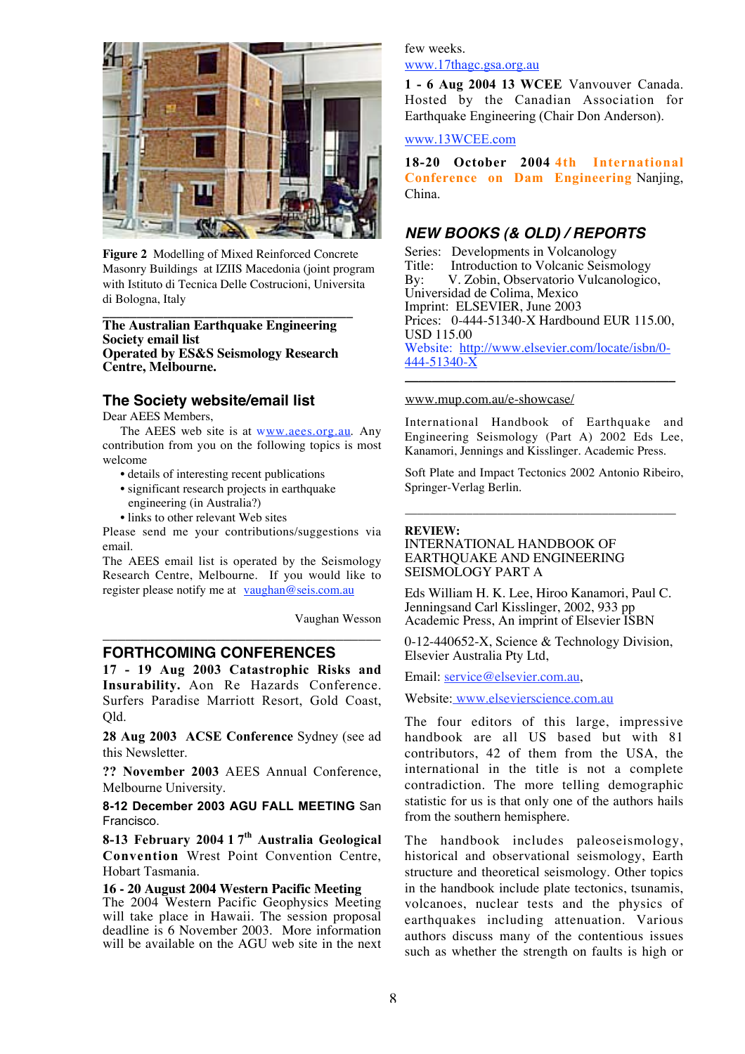**Figure 2** Modelling of Mixed Reinforced Concrete Masonry Buildings at IZIIS Macedonia (joint program with Istituto di Tecnica Delle Costrucioni, Universita di Bologna, Italy

**The Australian Earthquake Engineering Society email list**
**Operated by ES&S Seismology Research Centre, Melbourne.**

## The Society website/email list

Dear AEES Members,

The AEES web site is at www.aees.org.au. Any contribution from you on the following topics is most welcome

- details of interesting recent publications
- significant research projects in earthquake engineering (in Australia?)
- links to other relevant Web sites

Please send me your contributions/suggestions via email.

The AEES email list is operated by the Seismology Research Centre, Melbourne. If you would like to register please notify me at vaughan@seis.com.au

Vaughan Wesson

## FORTHCOMING CONFERENCES

**17 - 19 Aug 2003 Catastrophic Risks and Insurability.** Aon Re Hazards Conference. Surfers Paradise Marriott Resort, Gold Coast, Qld.

**28 Aug 2003 ACSE Conference** Sydney (see ad this Newsletter.

**?? November 2003** AEES Annual Conference, Melbourne University.

**8-12 December 2003 AGU FALL MEETING** San Francisco.

**8-13 February 2004 17th Australia Geological Convention** Wrest Point Convention Centre, Hobart Tasmania.

**16 - 20 August 2004 Western Pacific Meeting**
The 2004 Western Pacific Geophysics Meeting will take place in Hawaii. The session proposal deadline is 6 November 2003. More information will be available on the AGU web site in the next few weeks.
www.17thagc.gsa.org.au

**1 - 6 Aug 2004 13 WCEE** Vanvouver Canada. Hosted by the Canadian Association for Earthquake Engineering (Chair Don Anderson).

www.13WCEE.com

**18-20 October 2004 4th International Conference on Dam Engineering** Nanjing, China.

## *NEW BOOKS (& OLD) / REPORTS*

Series: Developments in Volcanology
Title: Introduction to Volcanic Seismology
By: V. Zobin, Observatorio Vulcanologico, Universidad de Colima, Mexico
Imprint: ELSEVIER, June 2003
Prices: 0-444-51340-X Hardbound EUR 115.00, USD 115.00
Website: http://www.elsevier.com/locate/isbn/0-444-51340-X

www.mup.com.au/e-showcase/

International Handbook of Earthquake and Engineering Seismology (Part A) 2002 Eds Lee, Kanamori, Jennings and Kisslinger. Academic Press.

Soft Plate and Impact Tectonics 2002 Antonio Ribeiro, Springer-Verlag Berlin.

**REVIEW:**
INTERNATIONAL HANDBOOK OF EARTHQUAKE AND ENGINEERING SEISMOLOGY PART A

Eds William H. K. Lee, Hiroo Kanamori, Paul C. Jenningsand Carl Kisslinger, 2002, 933 pp Academic Press, An imprint of Elsevier ISBN

0-12-440652-X, Science & Technology Division, Elsevier Australia Pty Ltd,

Email: service@elsevier.com.au,

Website: www.elsevierscience.com.au

The four editors of this large, impressive handbook are all US based but with 81 contributors, 42 of them from the USA, the international in the title is not a complete contradiction. The more telling demographic statistic for us is that only one of the authors hails from the southern hemisphere.

The handbook includes paleoseismology, historical and observational seismology, Earth structure and theoretical seismology. Other topics in the handbook include plate tectonics, tsunamis, volcanoes, nuclear tests and the physics of earthquakes including attenuation. Various authors discuss many of the contentious issues such as whether the strength on faults is high or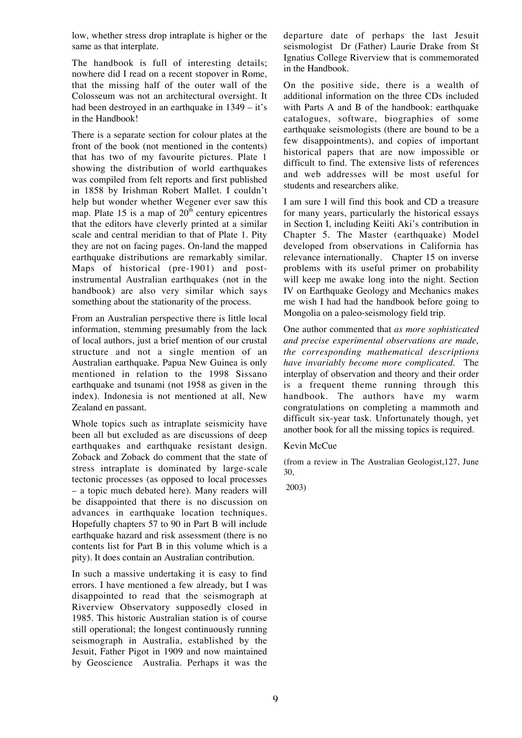low, whether stress drop intraplate is higher or the same as that interplate.

The handbook is full of interesting details; nowhere did I read on a recent stopover in Rome, that the missing half of the outer wall of the Colosseum was not an architectural oversight. It had been destroyed in an earthquake in 1349 – it's in the Handbook!

There is a separate section for colour plates at the front of the book (not mentioned in the contents) that has two of my favourite pictures. Plate 1 showing the distribution of world earthquakes was compiled from felt reports and first published in 1858 by Irishman Robert Mallet. I couldn't help but wonder whether Wegener ever saw this map. Plate 15 is a map of 20th century epicentres that the editors have cleverly printed at a similar scale and central meridian to that of Plate 1. Pity they are not on facing pages. On-land the mapped earthquake distributions are remarkably similar. Maps of historical (pre-1901) and post-instrumental Australian earthquakes (not in the handbook) are also very similar which says something about the stationarity of the process.

From an Australian perspective there is little local information, stemming presumably from the lack of local authors, just a brief mention of our crustal structure and not a single mention of an Australian earthquake. Papua New Guinea is only mentioned in relation to the 1998 Sissano earthquake and tsunami (not 1958 as given in the index). Indonesia is not mentioned at all, New Zealand en passant.

Whole topics such as intraplate seismicity have been all but excluded as are discussions of deep earthquakes and earthquake resistant design. Zoback and Zoback do comment that the state of stress intraplate is dominated by large-scale tectonic processes (as opposed to local processes – a topic much debated here). Many readers will be disappointed that there is no discussion on advances in earthquake location techniques. Hopefully chapters 57 to 90 in Part B will include earthquake hazard and risk assessment (there is no contents list for Part B in this volume which is a pity). It does contain an Australian contribution.

In such a massive undertaking it is easy to find errors. I have mentioned a few already, but I was disappointed to read that the seismograph at Riverview Observatory supposedly closed in 1985. This historic Australian station is of course still operational; the longest continuously running seismograph in Australia, established by the Jesuit, Father Pigot in 1909 and now maintained by Geoscience Australia. Perhaps it was the departure date of perhaps the last Jesuit seismologist Dr (Father) Laurie Drake from St Ignatius College Riverview that is commemorated in the Handbook.

On the positive side, there is a wealth of additional information on the three CDs included with Parts A and B of the handbook: earthquake catalogues, software, biographies of some earthquake seismologists (there are bound to be a few disappointments), and copies of important historical papers that are now impossible or difficult to find. The extensive lists of references and web addresses will be most useful for students and researchers alike.

I am sure I will find this book and CD a treasure for many years, particularly the historical essays in Section I, including Keiiti Aki's contribution in Chapter 5. The Master (earthquake) Model developed from observations in California has relevance internationally. Chapter 15 on inverse problems with its useful primer on probability will keep me awake long into the night. Section IV on Earthquake Geology and Mechanics makes me wish I had had the handbook before going to Mongolia on a paleo-seismology field trip.

One author commented that *as more sophisticated and precise experimental observations are made, the corresponding mathematical descriptions have invariably become more complicated.* The interplay of observation and theory and their order is a frequent theme running through this handbook. The authors have my warm congratulations on completing a mammoth and difficult six-year task. Unfortunately though, yet another book for all the missing topics is required.

Kevin McCue

(from a review in The Australian Geologist,127, June 30, 2003)